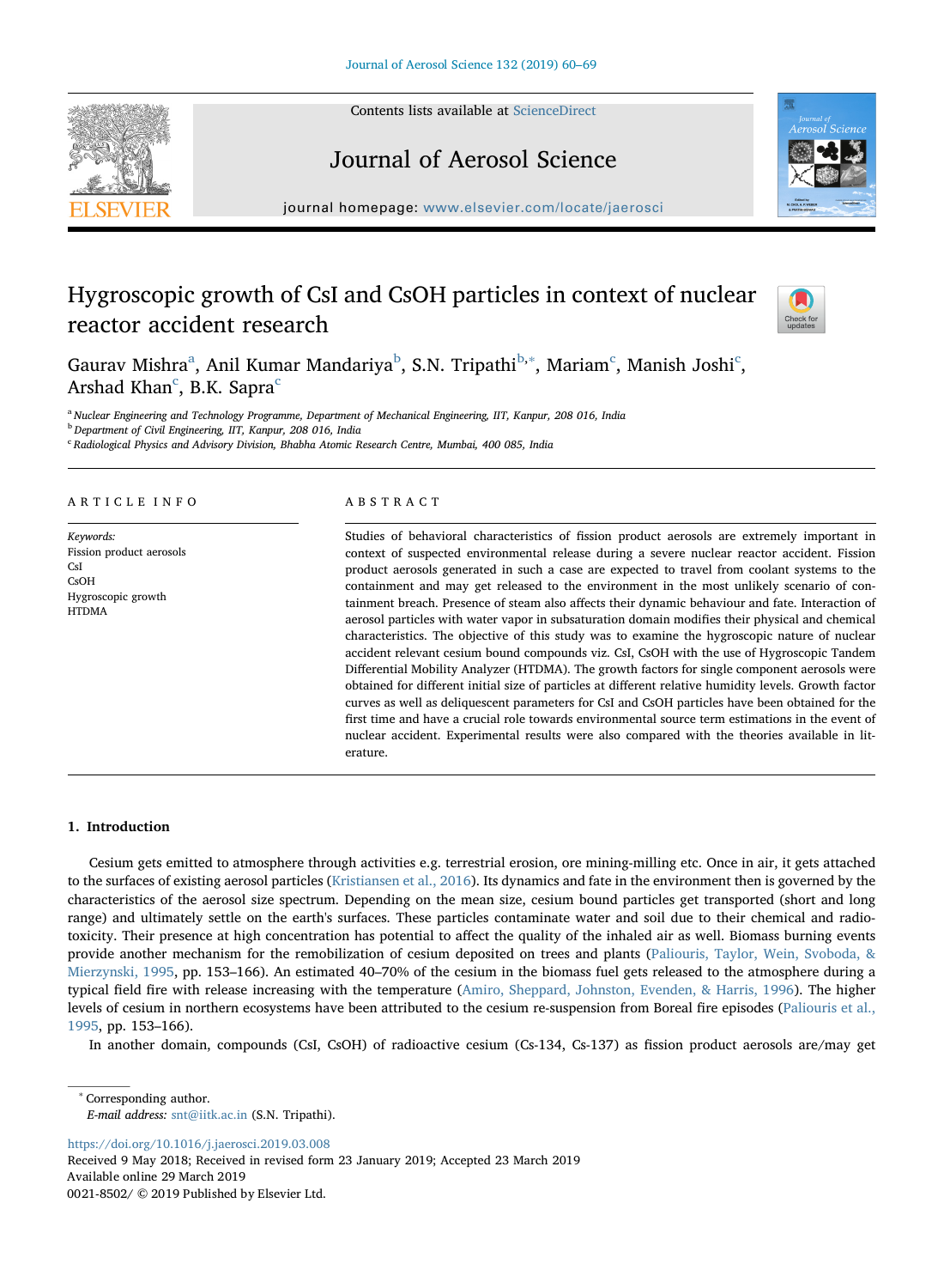# Hygroscopic growth of CsI and CsOH particles in context of nuclear reactor accident research

Gaurav Mishra[a], Anil Kumar Mandariya[b], S.N. Tripathi[b,*], Mariam[c], Manish Joshi[c], Arshad Khan[c], B.K. Sapra[c]

[a] Nuclear Engineering and Technology Programme, Department of Mechanical Engineering, IIT, Kanpur, 208 016, India
[b] Department of Civil Engineering, IIT, Kanpur, 208 016, India
[c] Radiological Physics and Advisory Division, Bhabha Atomic Research Centre, Mumbai, 400 085, India

## ARTICLE INFO

*Keywords:*
Fission product aerosols
CsI
CsOH
Hygroscopic growth
HTDMA

## ABSTRACT

Studies of behavioral characteristics of fission product aerosols are extremely important in context of suspected environmental release during a severe nuclear reactor accident. Fission product aerosols generated in such a case are expected to travel from coolant systems to the containment and may get released to the environment in the most unlikely scenario of containment breach. Presence of steam also affects their dynamic behaviour and fate. Interaction of aerosol particles with water vapor in subsaturation domain modifies their physical and chemical characteristics. The objective of this study was to examine the hygroscopic nature of nuclear accident relevant cesium bound compounds viz. CsI, CsOH with the use of Hygroscopic Tandem Differential Mobility Analyzer (HTDMA). The growth factors for single component aerosols were obtained for different initial size of particles at different relative humidity levels. Growth factor curves as well as deliquescent parameters for CsI and CsOH particles have been obtained for the first time and have a crucial role towards environmental source term estimations in the event of nuclear accident. Experimental results were also compared with the theories available in literature.

## 1. Introduction

Cesium gets emitted to atmosphere through activities e.g. terrestrial erosion, ore mining-milling etc. Once in air, it gets attached to the surfaces of existing aerosol particles (Kristiansen et al., 2016). Its dynamics and fate in the environment then is governed by the characteristics of the aerosol size spectrum. Depending on the mean size, cesium bound particles get transported (short and long range) and ultimately settle on the earth's surfaces. These particles contaminate water and soil due to their chemical and radiotoxicity. Their presence at high concentration has potential to affect the quality of the inhaled air as well. Biomass burning events provide another mechanism for the remobilization of cesium deposited on trees and plants (Paliouris, Taylor, Wein, Svoboda, & Mierzynski, 1995, pp. 153–166). An estimated 40–70% of the cesium in the biomass fuel gets released to the atmosphere during a typical field fire with release increasing with the temperature (Amiro, Sheppard, Johnston, Evenden, & Harris, 1996). The higher levels of cesium in northern ecosystems have been attributed to the cesium re-suspension from Boreal fire episodes (Paliouris et al., 1995, pp. 153–166).

In another domain, compounds (CsI, CsOH) of radioactive cesium (Cs-134, Cs-137) as fission product aerosols are/may get

* Corresponding author.
*E-mail address:* snt@iitk.ac.in (S.N. Tripathi).

https://doi.org/10.1016/j.jaerosci.2019.03.008
Received 9 May 2018; Received in revised form 23 January 2019; Accepted 23 March 2019
Available online 29 March 2019
0021-8502/ © 2019 Published by Elsevier Ltd.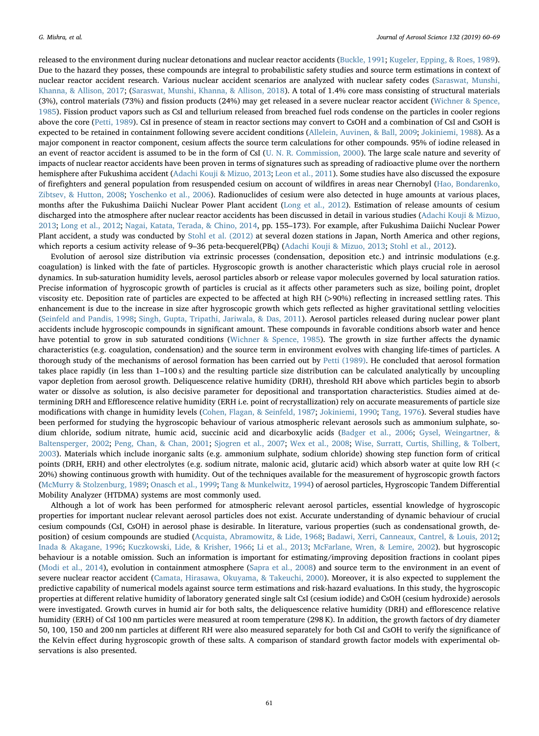released to the environment during nuclear detonations and nuclear reactor accidents (Buckle, 1991; Kugeler, Epping, & Roes, 1989). Due to the hazard they posses, these compounds are integral to probabilistic safety studies and source term estimations in context of nuclear reactor accident research. Various nuclear accident scenarios are analyzed with nuclear safety codes (Saraswat, Munshi, Khanna, & Allison, 2017; (Saraswat, Munshi, Khanna, & Allison, 2018). A total of 1.4% core mass consisting of structural materials (3%), control materials (73%) and fission products (24%) may get released in a severe nuclear reactor accident (Wichner & Spence, 1985). Fission product vapors such as CsI and tellurium released from breached fuel rods condense on the particles in cooler regions above the core (Petti, 1989). CsI in presence of steam in reactor sections may convert to CsOH and a combination of CsI and CsOH is expected to be retained in containment following severe accident conditions (Allelein, Auvinen, & Ball, 2009; Jokiniemi, 1988). As a major component in reactor component, cesium affects the source term calculations for other compounds. 95% of iodine released in an event of reactor accident is assumed to be in the form of CsI (U. N. R. Commission, 2000). The large scale nature and severity of impacts of nuclear reactor accidents have been proven in terms of signatures such as spreading of radioactive plume over the northern hemisphere after Fukushima accident (Adachi Kouji & Mizuo, 2013; Leon et al., 2011). Some studies have also discussed the exposure of firefighters and general population from resuspended cesium on account of wildfires in areas near Chernobyl (Hao, Bondarenko, Zibtsev, & Hutton, 2008; Yoschenko et al., 2006). Radionuclides of cesium were also detected in huge amounts at various places, months after the Fukushima Daiichi Nuclear Power Plant accident (Long et al., 2012). Estimation of release amounts of cesium discharged into the atmosphere after nuclear reactor accidents has been discussed in detail in various studies (Adachi Kouji & Mizuo, 2013; Long et al., 2012; Nagai, Katata, Terada, & Chino, 2014, pp. 155–173). For example, after Fukushima Daiichi Nuclear Power Plant accident, a study was conducted by Stohl et al. (2012) at several dozen stations in Japan, North America and other regions, which reports a cesium activity release of 9–36 peta-becquerel(PBq) (Adachi Kouji & Mizuo, 2013; Stohl et al., 2012).

Evolution of aerosol size distribution via extrinsic processes (condensation, deposition etc.) and intrinsic modulations (e.g. coagulation) is linked with the fate of particles. Hygroscopic growth is another characteristic which plays crucial role in aerosol dynamics. In sub-saturation humidity levels, aerosol particles absorb or release vapor molecules governed by local saturation ratios. Precise information of hygroscopic growth of particles is crucial as it affects other parameters such as size, boiling point, droplet viscosity etc. Deposition rate of particles are expected to be affected at high RH (>90%) reflecting in increased settling rates. This enhancement is due to the increase in size after hygroscopic growth which gets reflected as higher gravitational settling velocities (Seinfeld and Pandis, 1998; Singh, Gupta, Tripathi, Jariwala, & Das, 2011). Aerosol particles released during nuclear power plant accidents include hygroscopic compounds in significant amount. These compounds in favorable conditions absorb water and hence have potential to grow in sub saturated conditions (Wichner & Spence, 1985). The growth in size further affects the dynamic characteristics (e.g. coagulation, condensation) and the source term in environment evolves with changing life-times of particles. A thorough study of the mechanisms of aerosol formation has been carried out by Petti (1989). He concluded that aerosol formation takes place rapidly (in less than 1–100 s) and the resulting particle size distribution can be calculated analytically by uncoupling vapor depletion from aerosol growth. Deliquescence relative humidity (DRH), threshold RH above which particles begin to absorb water or dissolve as solution, is also decisive parameter for depositional and transportation characteristics. Studies aimed at determining DRH and Efflorescence relative humidity (ERH i.e. point of recrystallization) rely on accurate measurements of particle size modifications with change in humidity levels (Cohen, Flagan, & Seinfeld, 1987; Jokiniemi, 1990; Tang, 1976). Several studies have been performed for studying the hygroscopic behaviour of various atmospheric relevant aerosols such as ammonium sulphate, sodium chloride, sodium nitrate, humic acid, succinic acid and dicarboxylic acids (Badger et al., 2006; Gysel, Weingartner, & Baltensperger, 2002; Peng, Chan, & Chan, 2001; Sjogren et al., 2007; Wex et al., 2008; Wise, Surratt, Curtis, Shilling, & Tolbert, 2003). Materials which include inorganic salts (e.g. ammonium sulphate, sodium chloride) showing step function form of critical points (DRH, ERH) and other electrolytes (e.g. sodium nitrate, malonic acid, glutaric acid) which absorb water at quite low RH (< 20%) showing continuous growth with humidity. Out of the techniques available for the measurement of hygroscopic growth factors (McMurry & Stolzenburg, 1989; Onasch et al., 1999; Tang & Munkelwitz, 1994) of aerosol particles, Hygroscopic Tandem Differential Mobility Analyzer (HTDMA) systems are most commonly used.

Although a lot of work has been performed for atmospheric relevant aerosol particles, essential knowledge of hygroscopic properties for important nuclear relevant aerosol particles does not exist. Accurate understanding of dynamic behaviour of crucial cesium compounds (CsI, CsOH) in aerosol phase is desirable. In literature, various properties (such as condensational growth, deposition) of cesium compounds are studied (Acquista, Abramowitz, & Lide, 1968; Badawi, Xerri, Canneaux, Cantrel, & Louis, 2012; Inada & Akagane, 1996; Kuczkowski, Lide, & Krisher, 1966; Li et al., 2013; McFarlane, Wren, & Lemire, 2002). but hygroscopic behaviour is a notable omission. Such an information is important for estimating/improving deposition fractions in coolant pipes (Modi et al., 2014), evolution in containment atmosphere (Sapra et al., 2008) and source term to the environment in an event of severe nuclear reactor accident (Camata, Hirasawa, Okuyama, & Takeuchi, 2000). Moreover, it is also expected to supplement the predictive capability of numerical models against source term estimations and risk-hazard evaluations. In this study, the hygroscopic properties at different relative humidity of laboratory generated single salt CsI (cesium iodide) and CsOH (cesium hydroxide) aerosols were investigated. Growth curves in humid air for both salts, the deliquescence relative humidity (DRH) and efflorescence relative humidity (ERH) of CsI 100 nm particles were measured at room temperature (298 K). In addition, the growth factors of dry diameter 50, 100, 150 and 200 nm particles at different RH were also measured separately for both CsI and CsOH to verify the significance of the Kelvin effect during hygroscopic growth of these salts. A comparison of standard growth factor models with experimental observations is also presented.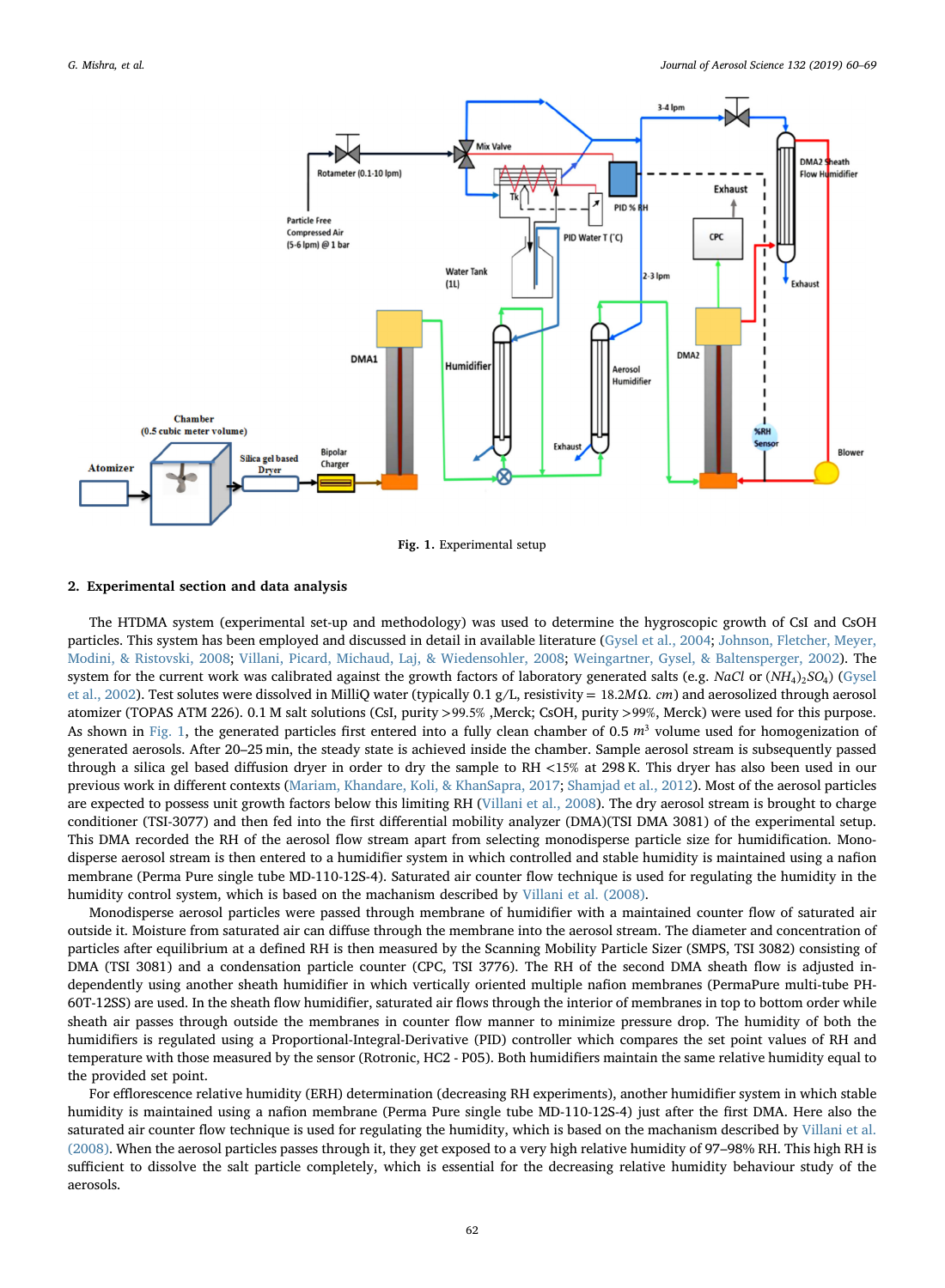Fig. 1. Experimental setup

## 2. Experimental section and data analysis

The HTDMA system (experimental set-up and methodology) was used to determine the hygroscopic growth of CsI and CsOH particles. This system has been employed and discussed in detail in available literature (Gysel et al., 2004; Johnson, Fletcher, Meyer, Modini, & Ristovski, 2008; Villani, Picard, Michaud, Laj, & Wiedensohler, 2008; Weingartner, Gysel, & Baltensperger, 2002). The system for the current work was calibrated against the growth factors of laboratory generated salts (e.g. *NaCl* or $(NH_4)_2SO_4$) (Gysel et al., 2002). Test solutes were dissolved in MilliQ water (typically 0.1 g/L, resistivity = $18.2M\Omega.\ cm$) and aerosolized through aerosol atomizer (TOPAS ATM 226). 0.1 M salt solutions (CsI, purity >99.5% ,Merck; CsOH, purity >99%, Merck) were used for this purpose. As shown in Fig. 1, the generated particles first entered into a fully clean chamber of 0.5 $m^3$ volume used for homogenization of generated aerosols. After 20–25 min, the steady state is achieved inside the chamber. Sample aerosol stream is subsequently passed through a silica gel based diffusion dryer in order to dry the sample to RH <15% at 298 K. This dryer has also been used in our previous work in different contexts (Mariam, Khandare, Koli, & KhanSapra, 2017; Shamjad et al., 2012). Most of the aerosol particles are expected to possess unit growth factors below this limiting RH (Villani et al., 2008). The dry aerosol stream is brought to charge conditioner (TSI-3077) and then fed into the first differential mobility analyzer (DMA)(TSI DMA 3081) of the experimental setup. This DMA recorded the RH of the aerosol flow stream apart from selecting monodisperse particle size for humidification. Monodisperse aerosol stream is then entered to a humidifier system in which controlled and stable humidity is maintained using a nafion membrane (Perma Pure single tube MD-110-12S-4). Saturated air counter flow technique is used for regulating the humidity in the humidity control system, which is based on the machanism described by Villani et al. (2008).

Monodisperse aerosol particles were passed through membrane of humidifier with a maintained counter flow of saturated air outside it. Moisture from saturated air can diffuse through the membrane into the aerosol stream. The diameter and concentration of particles after equilibrium at a defined RH is then measured by the Scanning Mobility Particle Sizer (SMPS, TSI 3082) consisting of DMA (TSI 3081) and a condensation particle counter (CPC, TSI 3776). The RH of the second DMA sheath flow is adjusted independently using another sheath humidifier in which vertically oriented multiple nafion membranes (PermaPure multi-tube PH-60T-12SS) are used. In the sheath flow humidifier, saturated air flows through the interior of membranes in top to bottom order while sheath air passes through outside the membranes in counter flow manner to minimize pressure drop. The humidity of both the humidifiers is regulated using a Proportional-Integral-Derivative (PID) controller which compares the set point values of RH and temperature with those measured by the sensor (Rotronic, HC2 - P05). Both humidifiers maintain the same relative humidity equal to the provided set point.

For efflorescence relative humidity (ERH) determination (decreasing RH experiments), another humidifier system in which stable humidity is maintained using a nafion membrane (Perma Pure single tube MD-110-12S-4) just after the first DMA. Here also the saturated air counter flow technique is used for regulating the humidity, which is based on the mechanism described by Villani et al. (2008). When the aerosol particles passes through it, they get exposed to a very high relative humidity of 97–98% RH. This high RH is sufficient to dissolve the salt particle completely, which is essential for the decreasing relative humidity behaviour study of the aerosols.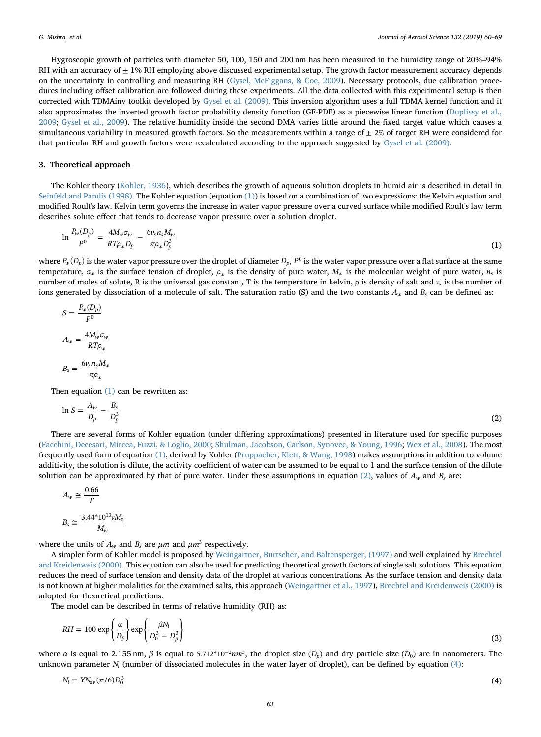Hygroscopic growth of particles with diameter 50, 100, 150 and 200 nm has been measured in the humidity range of 20%–94% RH with an accuracy of ± 1% RH employing above discussed experimental setup. The growth factor measurement accuracy depends on the uncertainty in controlling and measuring RH (Gysel, McFiggans, & Coe, 2009). Necessary protocols, due calibration procedures including offset calibration are followed during these experiments. All the data collected with this experimental setup is then corrected with TDMAinv toolkit developed by Gysel et al. (2009). This inversion algorithm uses a full TDMA kernel function and it also approximates the inverted growth factor probability density function (GF-PDF) as a piecewise linear function (Duplissy et al., 2009; Gysel et al., 2009). The relative humidity inside the second DMA varies little around the fixed target value which causes a simultaneous variability in measured growth factors. So the measurements within a range of ± 2% of target RH were considered for that particular RH and growth factors were recalculated according to the approach suggested by Gysel et al. (2009).

## 3. Theoretical approach

The Kohler theory (Kohler, 1936), which describes the growth of aqueous solution droplets in humid air is described in detail in Seinfeld and Pandis (1998). The Kohler equation (equation (1)) is based on a combination of two expressions: the Kelvin equation and modified Roult's law. Kelvin term governs the increase in water vapor pressure over a curved surface while modified Roult's law term describes solute effect that tends to decrease vapor pressure over a solution droplet.

$$\ln \frac{P_w(D_p)}{P^0} = \frac{4M_w\sigma_w}{RT\rho_w D_p} - \frac{6\nu_s n_s M_w}{\pi\rho_w D_p^3} \tag{1}$$

where $P_w(D_p)$ is the water vapor pressure over the droplet of diameter $D_p$, $P^0$ is the water vapor pressure over a flat surface at the same temperature, $\sigma_w$ is the surface tension of droplet, $\rho_w$ is the density of pure water, $M_w$ is the molecular weight of pure water, $n_s$ is number of moles of solute, R is the universal gas constant, T is the temperature in kelvin, ρ is density of salt and $\nu_s$ is the number of ions generated by dissociation of a molecule of salt. The saturation ratio (S) and the two constants $A_w$ and $B_s$ can be defined as:

$$S = \frac{P_w(D_p)}{P^0}$$

$$A_w = \frac{4M_w\sigma_w}{RT\rho_w}$$

$$B_s = \frac{6\nu_s n_s M_w}{\pi\rho_w}$$

Then equation (1) can be rewritten as:

$$\ln S = \frac{A_w}{D_p} - \frac{B_s}{D_p^3} \tag{2}$$

There are several forms of Kohler equation (under differing approximations) presented in literature used for specific purposes (Facchini, Decesari, Mircea, Fuzzi, & Loglio, 2000; Shulman, Jacobson, Carlson, Synovec, & Young, 1996; Wex et al., 2008). The most frequently used form of equation (1), derived by Kohler (Pruppacher, Klett, & Wang, 1998) makes assumptions in addition to volume additivity, the solution is dilute, the activity coefficient of water can be assumed to be equal to 1 and the surface tension of the dilute solution can be approximated by that of pure water. Under these assumptions in equation (2), values of $A_w$ and $B_s$ are:

$$A_w \cong \frac{0.66}{T}$$

$$B_s \cong \frac{3.44*10^{13}\nu M_s}{M_w}$$

where the units of $A_w$ and $B_s$ are $\mu m$ and $\mu m^3$ respectively.

A simpler form of Kohler model is proposed by Weingartner, Burtscher, and Baltensperger, (1997) and well explained by Brechtel and Kreidenweis (2000). This equation can also be used for predicting theoretical growth factors of single salt solutions. This equation reduces the need of surface tension and density data of the droplet at various concentrations. As the surface tension and density data is not known at higher molalities for the examined salts, this approach (Weingartner et al., 1997), Brechtel and Kreidenweis (2000) is adopted for theoretical predictions.

The model can be described in terms of relative humidity (RH) as:

$$RH = 100\exp\left\{\frac{\alpha}{D_p}\right\}\exp\left\{\frac{\beta N_i}{D_0^3 - D_p^3}\right\} \tag{3}$$

where $\alpha$ is equal to 2.155 nm, $\beta$ is equal to $5.712*10^{-2} nm^3$, the droplet size ($D_p$) and dry particle size ($D_0$) are in nanometers. The unknown parameter $N_i$ (number of dissociated molecules in the water layer of droplet), can be defined by equation (4):

$$N_i = YN_{av}(\pi/6)D_0^3 \tag{4}$$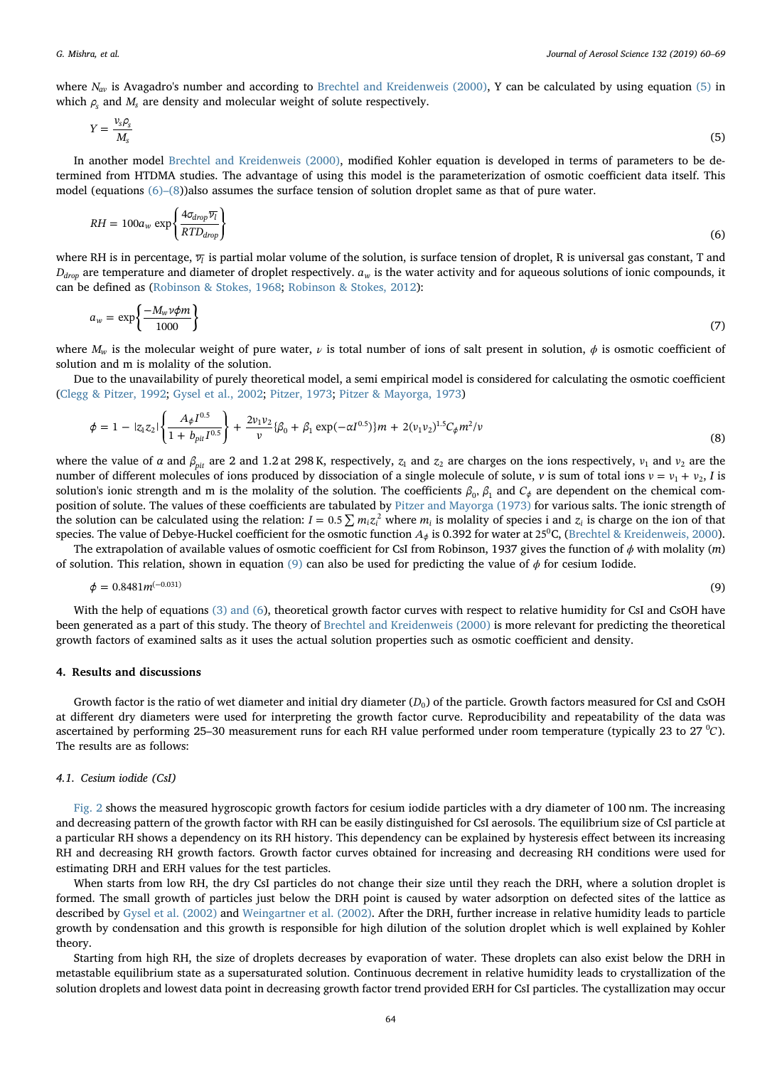where $N_{av}$ is Avagadro's number and according to Brechtel and Kreidenweis (2000), Y can be calculated by using equation (5) in which $\rho_s$ and $M_s$ are density and molecular weight of solute respectively.

$$Y = \frac{\nu_s \rho_s}{M_s} \tag{5}$$

In another model Brechtel and Kreidenweis (2000), modified Kohler equation is developed in terms of parameters to be determined from HTDMA studies. The advantage of using this model is the parameterization of osmotic coefficient data itself. This model (equations (6)–(8))also assumes the surface tension of solution droplet same as that of pure water.

$$RH = 100a_w \exp\left\{\frac{4\sigma_{drop}\overline{v_l}}{RTD_{drop}}\right\} \tag{6}$$

where RH is in percentage, $\overline{v_l}$ is partial molar volume of the solution, is surface tension of droplet, R is universal gas constant, T and $D_{drop}$ are temperature and diameter of droplet respectively. $a_w$ is the water activity and for aqueous solutions of ionic compounds, it can be defined as (Robinson & Stokes, 1968; Robinson & Stokes, 2012):

$$a_w = \exp\left\{\frac{-M_w \nu \phi m}{1000}\right\} \tag{7}$$

where $M_w$ is the molecular weight of pure water, $\nu$ is total number of ions of salt present in solution, $\phi$ is osmotic coefficient of solution and m is molality of the solution.

Due to the unavailability of purely theoretical model, a semi empirical model is considered for calculating the osmotic coefficient (Clegg & Pitzer, 1992; Gysel et al., 2002; Pitzer, 1973; Pitzer & Mayorga, 1973)

$$\phi = 1 - |z_1 z_2|\left\{\frac{A_\phi I^{0.5}}{1 + b_{pit} I^{0.5}}\right\} + \frac{2v_1v_2}{v}\{\beta_0 + \beta_1 \exp(-\alpha I^{0.5})\}m + 2(v_1v_2)^{1.5}C_\phi m^2/v \tag{8}$$

where the value of $\alpha$ and $\beta_{pit}$ are 2 and 1.2 at 298 K, respectively, $z_1$ and $z_2$ are charges on the ions respectively, $v_1$ and $v_2$ are the number of different molecules of ions produced by dissociation of a single molecule of solute, $v$ is sum of total ions $v = v_1 + v_2$, $I$ is solution's ionic strength and m is the molality of the solution. The coefficients $\beta_0$, $\beta_1$ and $C_\phi$ are dependent on the chemical composition of solute. The values of these coefficients are tabulated by Pitzer and Mayorga (1973) for various salts. The ionic strength of the solution can be calculated using the relation: $I = 0.5\sum m_i z_i^2$ where $m_i$ is molality of species i and $z_i$ is charge on the ion of that species. The value of Debye-Huckel coefficient for the osmotic function $A_\phi$ is 0.392 for water at 25$^0$C, (Brechtel & Kreidenweis, 2000).

The extrapolation of available values of osmotic coefficient for CsI from Robinson, 1937 gives the function of $\phi$ with molality ($m$) of solution. This relation, shown in equation (9) can also be used for predicting the value of $\phi$ for cesium Iodide.

$$\phi = 0.8481m^{(-0.031)} \tag{9}$$

With the help of equations (3) and (6), theoretical growth factor curves with respect to relative humidity for CsI and CsOH have been generated as a part of this study. The theory of Brechtel and Kreidenweis (2000) is more relevant for predicting the theoretical growth factors of examined salts as it uses the actual solution properties such as osmotic coefficient and density.

## 4. Results and discussions

Growth factor is the ratio of wet diameter and initial dry diameter ($D_0$) of the particle. Growth factors measured for CsI and CsOH at different dry diameters were used for interpreting the growth factor curve. Reproducibility and repeatability of the data was ascertained by performing 25–30 measurement runs for each RH value performed under room temperature (typically 23 to 27 $^0C$). The results are as follows:

### 4.1. Cesium iodide (CsI)

Fig. 2 shows the measured hygroscopic growth factors for cesium iodide particles with a dry diameter of 100 nm. The increasing and decreasing pattern of the growth factor with RH can be easily distinguished for CsI aerosols. The equilibrium size of CsI particle at a particular RH shows a dependency on its RH history. This dependency can be explained by hysteresis effect between its increasing RH and decreasing RH growth factors. Growth factor curves obtained for increasing and decreasing RH conditions were used for estimating DRH and ERH values for the test particles.

When starts from low RH, the dry CsI particles do not change their size until they reach the DRH, where a solution droplet is formed. The small growth of particles just below the DRH point is caused by water adsorption on defected sites of the lattice as described by Gysel et al. (2002) and Weingartner et al. (2002). After the DRH, further increase in relative humidity leads to particle growth by condensation and this growth is responsible for high dilution of the solution droplet which is well explained by Kohler theory.

Starting from high RH, the size of droplets decreases by evaporation of water. These droplets can also exist below the DRH in metastable equilibrium state as a supersaturated solution. Continuous decrement in relative humidity leads to crystallization of the solution droplets and lowest data point in decreasing growth factor trend provided ERH for CsI particles. The cystallization may occur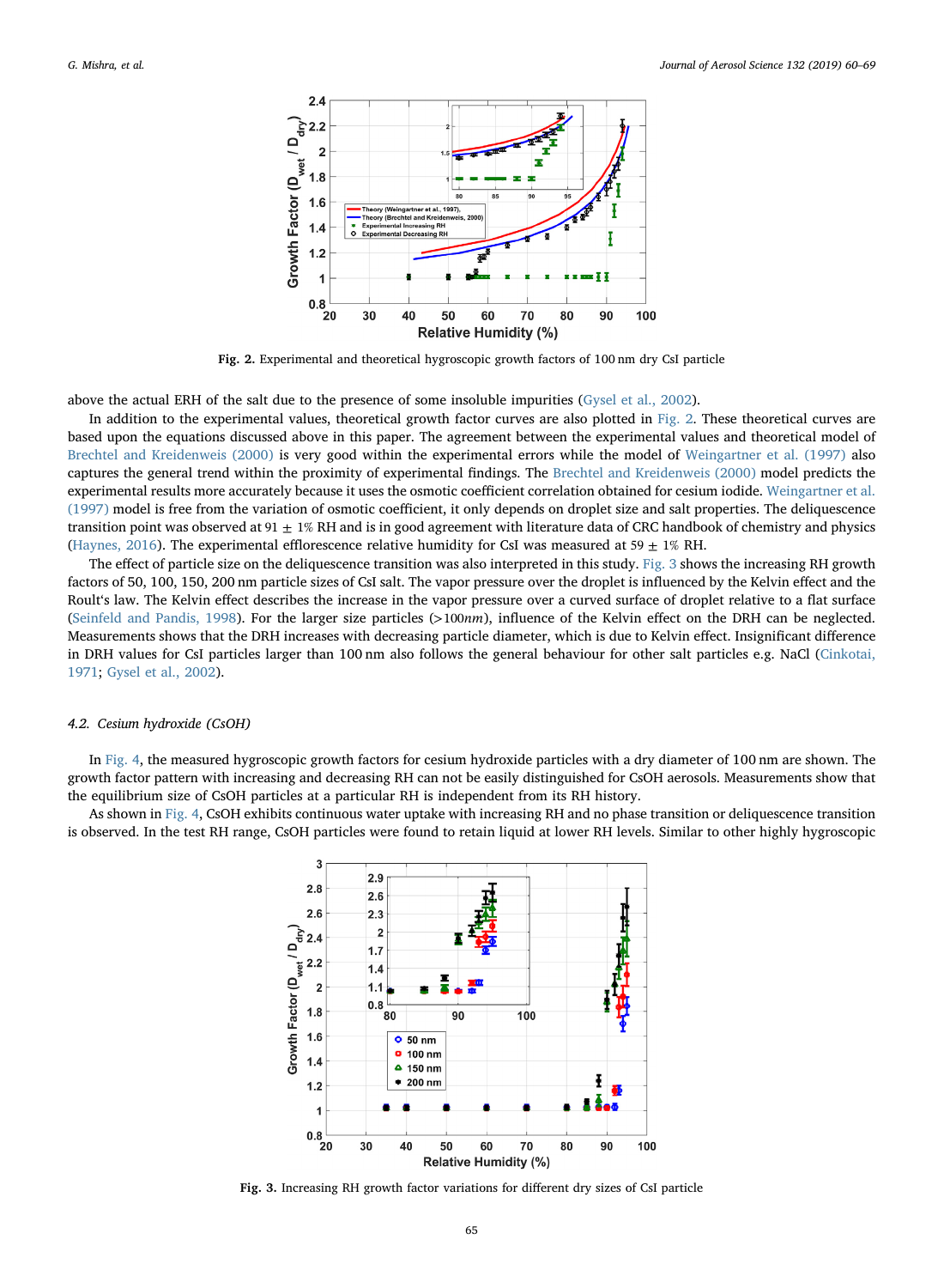**Fig. 2.** Experimental and theoretical hygroscopic growth factors of 100 nm dry CsI particle

above the actual ERH of the salt due to the presence of some insoluble impurities (Gysel et al., 2002).

In addition to the experimental values, theoretical growth factor curves are also plotted in Fig. 2. These theoretical curves are based upon the equations discussed above in this paper. The agreement between the experimental values and theoretical model of Brechtel and Kreidenweis (2000) is very good within the experimental errors while the model of Weingartner et al. (1997) also captures the general trend within the proximity of experimental findings. The Brechtel and Kreidenweis (2000) model predicts the experimental results more accurately because it uses the osmotic coefficient correlation obtained for cesium iodide. Weingartner et al. (1997) model is free from the variation of osmotic coefficient, it only depends on droplet size and salt properties. The deliquescence transition point was observed at 91 ± 1% RH and is in good agreement with literature data of CRC handbook of chemistry and physics (Haynes, 2016). The experimental efflorescence relative humidity for CsI was measured at 59 ± 1% RH.

The effect of particle size on the deliquescence transition was also interpreted in this study. Fig. 3 shows the increasing RH growth factors of 50, 100, 150, 200 nm particle sizes of CsI salt. The vapor pressure over the droplet is influenced by the Kelvin effect and the Roult's law. The Kelvin effect describes the increase in the vapor pressure over a curved surface of droplet relative to a flat surface (Seinfeld and Pandis, 1998). For the larger size particles (>100*nm*), influence of the Kelvin effect on the DRH can be neglected. Measurements shows that the DRH increases with decreasing particle diameter, which is due to Kelvin effect. Insignificant difference in DRH values for CsI particles larger than 100 nm also follows the general behaviour for other salt particles e.g. NaCl (Cinkotai, 1971; Gysel et al., 2002).

### 4.2. Cesium hydroxide (CsOH)

In Fig. 4, the measured hygroscopic growth factors for cesium hydroxide particles with a dry diameter of 100 nm are shown. The growth factor pattern with increasing and decreasing RH can not be easily distinguished for CsOH aerosols. Measurements show that the equilibrium size of CsOH particles at a particular RH is independent from its RH history.

As shown in Fig. 4, CsOH exhibits continuous water uptake with increasing RH and no phase transition or deliquescence transition is observed. In the test RH range, CsOH particles were found to retain liquid at lower RH levels. Similar to other highly hygroscopic

**Fig. 3.** Increasing RH growth factor variations for different dry sizes of CsI particle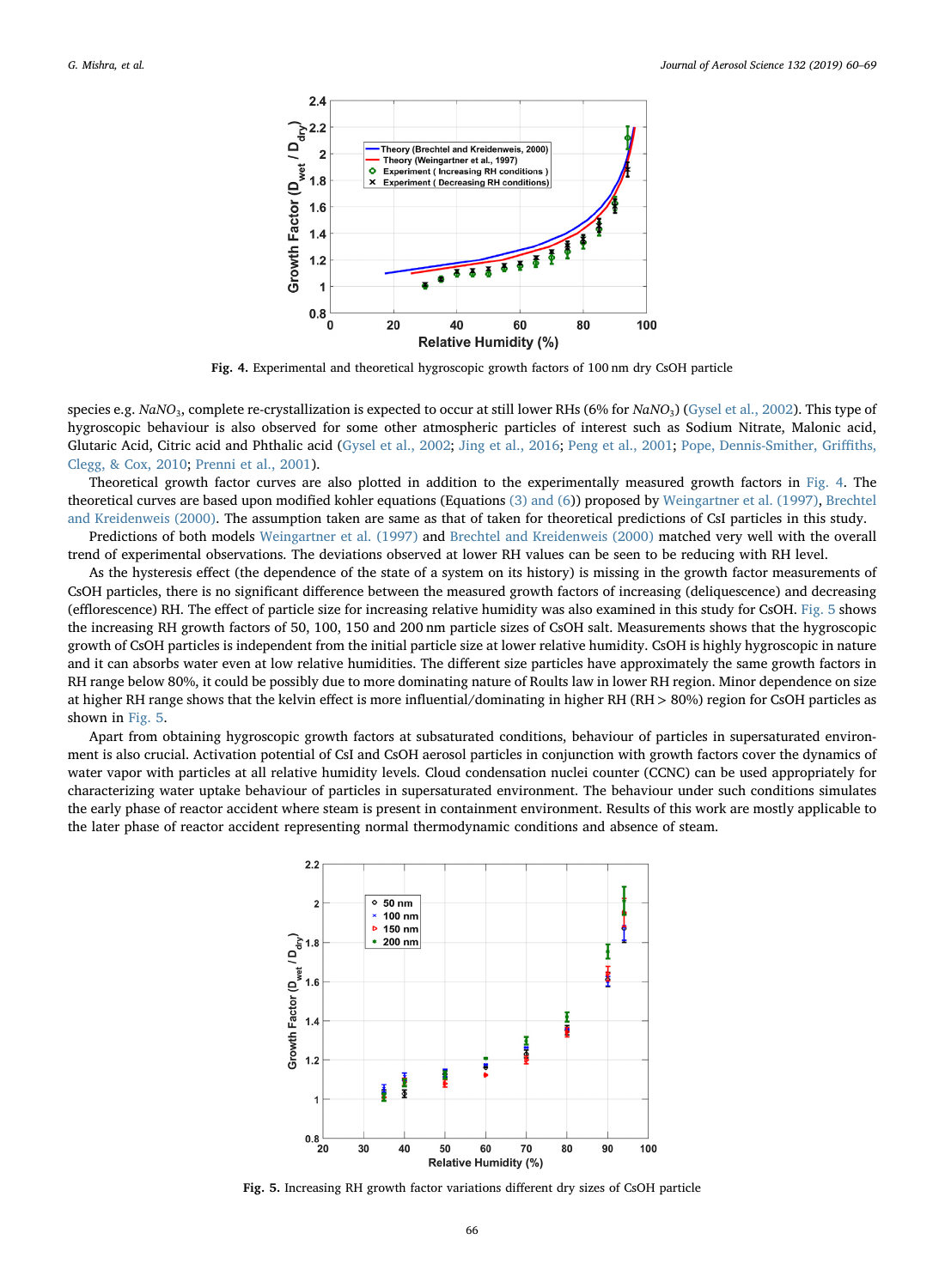Fig. 4. Experimental and theoretical hygroscopic growth factors of 100 nm dry CsOH particle

species e.g. $NaNO_3$, complete re-crystallization is expected to occur at still lower RHs (6% for $NaNO_3$) (Gysel et al., 2002). This type of hygroscopic behaviour is also observed for some other atmospheric particles of interest such as Sodium Nitrate, Malonic acid, Glutaric Acid, Citric acid and Phthalic acid (Gysel et al., 2002; Jing et al., 2016; Peng et al., 2001; Pope, Dennis-Smither, Griffiths, Clegg, & Cox, 2010; Prenni et al., 2001).

Theoretical growth factor curves are also plotted in addition to the experimentally measured growth factors in Fig. 4. The theoretical curves are based upon modified kohler equations (Equations (3) and (6)) proposed by Weingartner et al. (1997), Brechtel and Kreidenweis (2000). The assumption taken are same as that of taken for theoretical predictions of CsI particles in this study.

Predictions of both models Weingartner et al. (1997) and Brechtel and Kreidenweis (2000) matched very well with the overall trend of experimental observations. The deviations observed at lower RH values can be seen to be reducing with RH level.

As the hysteresis effect (the dependence of the state of a system on its history) is missing in the growth factor measurements of CsOH particles, there is no significant difference between the measured growth factors of increasing (deliquescence) and decreasing (efflorescence) RH. The effect of particle size for increasing relative humidity was also examined in this study for CsOH. Fig. 5 shows the increasing RH growth factors of 50, 100, 150 and 200 nm particle sizes of CsOH salt. Measurements shows that the hygroscopic growth of CsOH particles is independent from the initial particle size at lower relative humidity. CsOH is highly hygroscopic in nature and it can absorbs water even at low relative humidities. The different size particles have approximately the same growth factors in RH range below 80%, it could be possibly due to more dominating nature of Roults law in lower RH region. Minor dependence on size at higher RH range shows that the kelvin effect is more influential/dominating in higher RH (RH > 80%) region for CsOH particles as shown in Fig. 5.

Apart from obtaining hygroscopic growth factors at subsaturated conditions, behaviour of particles in supersaturated environment is also crucial. Activation potential of CsI and CsOH aerosol particles in conjunction with growth factors cover the dynamics of water vapor with particles at all relative humidity levels. Cloud condensation nuclei counter (CCNC) can be used appropriately for characterizing water uptake behaviour of particles in supersaturated environment. The behaviour under such conditions simulates the early phase of reactor accident where steam is present in containment environment. Results of this work are mostly applicable to the later phase of reactor accident representing normal thermodynamic conditions and absence of steam.

Fig. 5. Increasing RH growth factor variations different dry sizes of CsOH particle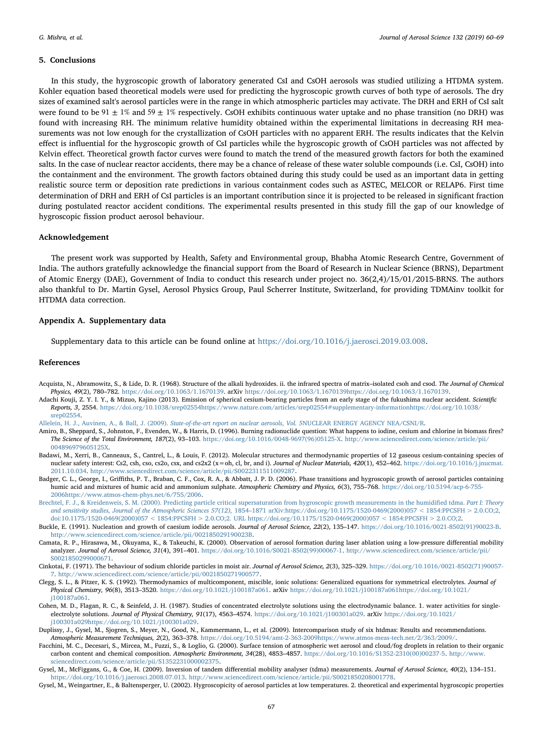## 5. Conclusions

In this study, the hygroscopic growth of laboratory generated CsI and CsOH aerosols was studied utilizing a HTDMA system. Kohler equation based theoretical models were used for predicting the hygroscopic growth curves of both type of aerosols. The dry sizes of examined salt's aerosol particles were in the range in which atmospheric particles may activate. The DRH and ERH of CsI salt were found to be $91 \pm 1\%$ and $59 \pm 1\%$ respectively. CsOH exhibits continuous water uptake and no phase transition (no DRH) was found with increasing RH. The minimum relative humidity obtained within the experimental limitations in decreasing RH measurements was not low enough for the crystallization of CsOH particles with no apparent ERH. The results indicates that the Kelvin effect is influential for the hygroscopic growth of CsI particles while the hygroscopic growth of CsOH particles was not affected by Kelvin effect. Theoretical growth factor curves were found to match the trend of the measured growth factors for both the examined salts. In the case of nuclear reactor accidents, there may be a chance of release of these water soluble compounds (i.e. CsI, CsOH) into the containment and the environment. The growth factors obtained during this study could be used as an important data in getting realistic source term or deposition rate predictions in various containment codes such as ASTEC, MELCOR or RELAP6. First time determination of DRH and ERH of CsI particles is an important contribution since it is projected to be released in significant fraction during postulated reactor accident conditions. The experimental results presented in this study fill the gap of our knowledge of hygroscopic fission product aerosol behaviour.

## Acknowledgement

The present work was supported by Health, Safety and Environmental group, Bhabha Atomic Research Centre, Government of India. The authors gratefully acknowledge the financial support from the Board of Research in Nuclear Science (BRNS), Department of Atomic Energy (DAE), Government of India to conduct this research under project no. 36(2,4)/15/01/2015-BRNS. The authors also thankful to Dr. Martin Gysel, Aerosol Physics Group, Paul Scherrer Institute, Switzerland, for providing TDMAinv toolkit for HTDMA data correction.

## Appendix A. Supplementary data

Supplementary data to this article can be found online at https://doi.org/10.1016/j.jaerosci.2019.03.008.

## References

Acquista, N., Abramowitz, S., & Lide, D. R. (1968). Structure of the alkali hydroxides. ii. the infrared spectra of matrix–isolated csoh and csod. *The Journal of Chemical Physics, 49*(2), 780–782. https://doi.org/10.1063/1.1670139. arXiv https://doi.org/10.1063/1.1670139https://doi.org/10.1063/1.1670139.

Adachi Kouji, Z. Y. I. Y., & Mizuo, Kajino (2013). Emission of spherical cesium-bearing particles from an early stage of the fukushima nuclear accident. *Scientific Reports, 3*, 2554. https://doi.org/10.1038/srep02554https://www.nature.com/articles/srep02554#supplementary-informationhttps://doi.org/10.1038/srep02554.

Allelein, H. J., Auvinen, A., & Ball, J. (2009). *State-of-the-art report on nuclear aerosols, Vol. 5*NUCLEAR ENERGY AGENCY NEA/CSNI/R.

Amiro, B., Sheppard, S., Johnston, F., Evenden, W., & Harris, D. (1996). Burning radionuclide question: What happens to iodine, cesium and chlorine in biomass fires? *The Science of the Total Environment, 187*(2), 93–103. https://doi.org/10.1016/0048-9697(96)05125-X. http://www.sciencedirect.com/science/article/pii/004896979605125X.

Badawi, M., Xerri, B., Canneaux, S., Cantrel, L., & Louis, F. (2012). Molecular structures and thermodynamic properties of 12 gaseous cesium-containing species of nuclear safety interest: Cs2, csh, cso, cs2o, csx, and cs2x2 (x = oh, cl, br, and i). *Journal of Nuclear Materials, 420*(1), 452–462. https://doi.org/10.1016/j.jnucmat.2011.10.034. http://www.sciencedirect.com/science/article/pii/S0022311511009287.

Badger, C. L., George, I., Griffiths, P. T., Braban, C. F., Cox, R. A., & Abbatt, J. P. D. (2006). Phase transitions and hygroscopic growth of aerosol particles containing humic acid and mixtures of humic acid and ammonium sulphate. *Atmospheric Chemistry and Physics, 6*(3), 755–768. https://doi.org/10.5194/acp-6-755-2006https://www.atmos-chem-phys.net/6/755/2006.

Brechtel, F. J., & Kreidenweis, S. M. (2000). Predicting particle critical supersaturation from hygroscopic growth measurements in the humidified tdma. *Part I: Theory and sensitivity studies, Journal of the Atmospheric Sciences 57(12)*, 1854–1871 arXiv:https://doi.org/10.1175/1520-0469(2000)057 < 1854:PPCSFH > 2.0.CO;2, doi:10.1175/1520-0469(2000)057 < 1854:PPCSFH > 2.0.CO;2. URL https://doi.org/10.1175/1520-0469(2000)057 < 1854:PPCSFH > 2.0.CO;2.

Buckle, E. (1991). Nucleation and growth of caesium iodide aerosols. *Journal of Aerosol Science, 22*(2), 135–147. https://doi.org/10.1016/0021-8502(91)90023-B. http://www.sciencedirect.com/science/article/pii/002185029190023B.

Camata, R. P., Hirasawa, M., Okuyama, K., & Takeuchi, K. (2000). Observation of aerosol formation during laser ablation using a low-pressure differential mobility analyzer. *Journal of Aerosol Science, 31*(4), 391–401. https://doi.org/10.1016/S0021-8502(99)00067-1. http://www.sciencedirect.com/science/article/pii/S0021850299000671.

Cinkotai, F. (1971). The behaviour of sodium chloride particles in moist air. *Journal of Aerosol Science, 2*(3), 325–329. https://doi.org/10.1016/0021-8502(71)90057-7. http://www.sciencedirect.com/science/article/pii/0021850271900577.

Clegg, S. L., & Pitzer, K. S. (1992). Thermodynamics of multicomponent, miscible, ionic solutions: Generalized equations for symmetrical electrolytes. *Journal of Physical Chemistry, 96*(8), 3513–3520. https://doi.org/10.1021/j100187a061. arXiv https://doi.org/10.1021/j100187a061https://doi.org/10.1021/j100187a061.

Cohen, M. D., Flagan, R. C., & Seinfeld, J. H. (1987). Studies of concentrated electrolyte solutions using the electrodynamic balance. 1. water activities for single-electrolyte solutions. *Journal of Physical Chemistry, 91*(17), 4563–4574. https://doi.org/10.1021/j100301a029. arXiv https://doi.org/10.1021/j100301a029https://doi.org/10.1021/j100301a029.

Duplissy, J., Gysel, M., Sjogren, S., Meyer, N., Good, N., Kammermann, L., et al. (2009). Intercomparison study of six htdmas: Results and recommendations. *Atmospheric Measurement Techniques, 2*(2), 363–378. https://doi.org/10.5194/amt-2-363-2009https://www.atmos-meas-tech.net/2/363/2009/.

Facchini, M. C., Decesari, S., Mircea, M., Fuzzi, S., & Loglio, G. (2000). Surface tension of atmospheric wet aerosol and cloud/fog droplets in relation to their organic carbon content and chemical composition. *Atmospheric Environment, 34*(28), 4853–4857. https://doi.org/10.1016/S1352-2310(00)00237-5. http://www.sciencedirect.com/science/article/pii/S1352231000002375.

Gysel, M., McFiggans, G., & Coe, H. (2009). Inversion of tandem differential mobility analyser (tdma) measurements. *Journal of Aerosol Science, 40*(2), 134–151. https://doi.org/10.1016/j.jaerosci.2008.07.013. http://www.sciencedirect.com/science/article/pii/S0021850208001778.

Gysel, M., Weingartner, E., & Baltensperger, U. (2002). Hygroscopicity of aerosol particles at low temperatures. 2. theoretical and experimental hygroscopic properties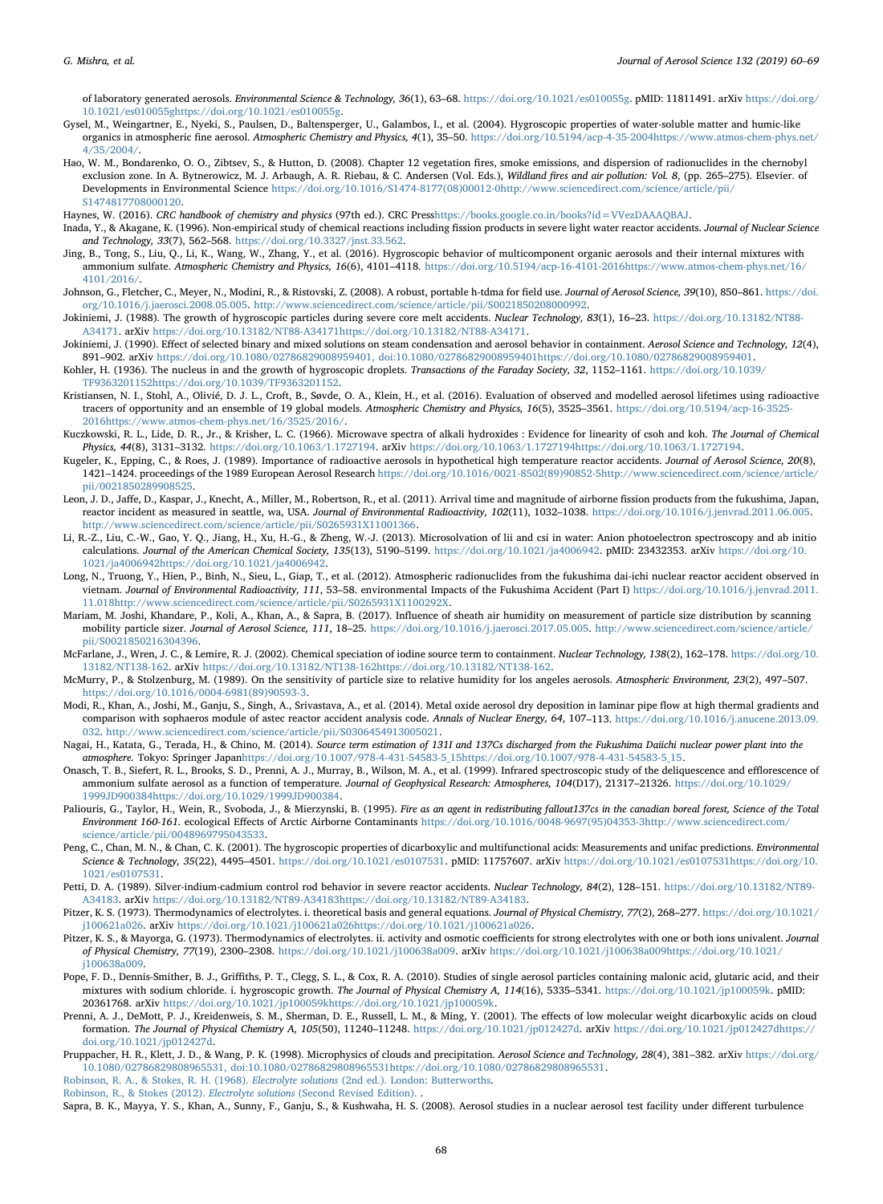of laboratory generated aerosols. *Environmental Science & Technology, 36*(1), 63–68. https://doi.org/10.1021/es010055g. pMID: 11811491. arXiv https://doi.org/10.1021/es010055ghttps://doi.org/10.1021/es010055g.

Gysel, M., Weingartner, E., Nyeki, S., Paulsen, D., Baltensperger, U., Galambos, I., et al. (2004). Hygroscopic properties of water-soluble matter and humic-like organics in atmospheric fine aerosol. *Atmospheric Chemistry and Physics, 4*(1), 35–50. https://doi.org/10.5194/acp-4-35-2004https://www.atmos-chem-phys.net/4/35/2004/.

Hao, W. M., Bondarenko, O. O., Zibtsev, S., & Hutton, D. (2008). Chapter 12 vegetation fires, smoke emissions, and dispersion of radionuclides in the chernobyl exclusion zone. In A. Bytnerowicz, M. J. Arbaugh, A. R. Riebau, & C. Andersen (Vol. Eds.), *Wildland fires and air pollution: Vol. 8*, (pp. 265–275). Elsevier. of Developments in Environmental Science https://doi.org/10.1016/S1474-8177(08)00012-0http://www.sciencedirect.com/science/article/pii/S1474817708000120.

Haynes, W. (2016). *CRC handbook of chemistry and physics* (97th ed.). CRC Presshttps://books.google.co.in/books?id=VVezDAAAQBAJ.

Inada, Y., & Akagane, K. (1996). Non-empirical study of chemical reactions including fission products in severe light water reactor accidents. *Journal of Nuclear Science and Technology, 33*(7), 562–568. https://doi.org/10.3327/jnst.33.562.

Jing, B., Tong, S., Liu, Q., Li, K., Wang, W., Zhang, Y., et al. (2016). Hygroscopic behavior of multicomponent organic aerosols and their internal mixtures with ammonium sulfate. *Atmospheric Chemistry and Physics, 16*(6), 4101–4118. https://doi.org/10.5194/acp-16-4101-2016https://www.atmos-chem-phys.net/16/4101/2016/.

Johnson, G., Fletcher, C., Meyer, N., Modini, R., & Ristovski, Z. (2008). A robust, portable h-tdma for field use. *Journal of Aerosol Science, 39*(10), 850–861. https://doi.org/10.1016/j.jaerosci.2008.05.005. http://www.sciencedirect.com/science/article/pii/S0021850208000992.

Jokiniemi, J. (1988). The growth of hygroscopic particles during severe core melt accidents. *Nuclear Technology, 83*(1), 16–23. https://doi.org/10.13182/NT88-A34171. arXiv https://doi.org/10.13182/NT88-A34171https://doi.org/10.13182/NT88-A34171.

Jokiniemi, J. (1990). Effect of selected binary and mixed solutions on steam condensation and aerosol behavior in containment. *Aerosol Science and Technology, 12*(4), 891–902. arXiv https://doi.org/10.1080/02786829008959401, doi:10.1080/02786829008959401https://doi.org/10.1080/02786829008959401.

Kohler, H. (1936). The nucleus in and the growth of hygroscopic droplets. *Transactions of the Faraday Society, 32*, 1152–1161. https://doi.org/10.1039/TF9363201152https://doi.org/10.1039/TF9363201152.

Kristiansen, N. I., Stohl, A., Olivié, D. J. L., Croft, B., Søvde, O. A., Klein, H., et al. (2016). Evaluation of observed and modelled aerosol lifetimes using radioactive tracers of opportunity and an ensemble of 19 global models. *Atmospheric Chemistry and Physics, 16*(5), 3525–3561. https://doi.org/10.5194/acp-16-3525-2016https://www.atmos-chem-phys.net/16/3525/2016/.

Kuczkowski, R. L., Lide, D. R., Jr., & Krisher, L. C. (1966). Microwave spectra of alkali hydroxides : Evidence for linearity of csoh and koh. *The Journal of Chemical Physics, 44*(8), 3131–3132. https://doi.org/10.1063/1.1727194. arXiv https://doi.org/10.1063/1.1727194https://doi.org/10.1063/1.1727194.

Kugeler, K., Epping, C., & Roes, J. (1989). Importance of radioactive aerosols in hypothetical high temperature reactor accidents. *Journal of Aerosol Science, 20*(8), 1421–1424. proceedings of the 1989 European Aerosol Research https://doi.org/10.1016/0021-8502(89)90852-5http://www.sciencedirect.com/science/article/pii/0021850289908525.

Leon, J. D., Jaffe, D., Kaspar, J., Knecht, A., Miller, M., Robertson, R., et al. (2011). Arrival time and magnitude of airborne fission products from the fukushima, Japan, reactor incident as measured in seattle, wa, USA. *Journal of Environmental Radioactivity, 102*(11), 1032–1038. https://doi.org/10.1016/j.jenvrad.2011.06.005. http://www.sciencedirect.com/science/article/pii/S0265931X11001366.

Li, R.-Z., Liu, C.-W., Gao, Y. Q., Jiang, H., Xu, H.-G., & Zheng, W.-J. (2013). Microsolvation of lii and csi in water: Anion photoelectron spectroscopy and ab initio calculations. *Journal of the American Chemical Society, 135*(13), 5190–5199. https://doi.org/10.1021/ja4006942. pMID: 23432353. arXiv https://doi.org/10.1021/ja4006942https://doi.org/10.1021/ja4006942.

Long, N., Truong, Y., Hien, P., Binh, N., Sieu, L., Giap, T., et al. (2012). Atmospheric radionuclides from the fukushima dai-ichi nuclear reactor accident observed in vietnam. *Journal of Environmental Radioactivity, 111*, 53–58. environmental Impacts of the Fukushima Accident (Part I) https://doi.org/10.1016/j.jenvrad.2011.11.018http://www.sciencedirect.com/science/article/pii/S0265931X1100292X.

Mariam, M. Joshi, Khandare, P., Koli, A., Khan, A., & Sapra, B. (2017). Influence of sheath air humidity on measurement of particle size distribution by scanning mobility particle sizer. *Journal of Aerosol Science, 111*, 18–25. https://doi.org/10.1016/j.jaerosci.2017.05.005. http://www.sciencedirect.com/science/article/pii/S0021850216304396.

McFarlane, J., Wren, J. C., & Lemire, R. J. (2002). Chemical speciation of iodine source term to containment. *Nuclear Technology, 138*(2), 162–178. https://doi.org/10.13182/NT138-162. arXiv https://doi.org/10.13182/NT138-162https://doi.org/10.13182/NT138-162.

McMurry, P., & Stolzenburg, M. (1989). On the sensitivity of particle size to relative humidity for los angeles aerosols. *Atmospheric Environment, 23*(2), 497–507. https://doi.org/10.1016/0004-6981(89)90593-3.

Modi, R., Khan, A., Joshi, M., Ganju, S., Singh, A., Srivastava, A., et al. (2014). Metal oxide aerosol dry deposition in laminar pipe flow at high thermal gradients and comparison with sophaeros module of astec reactor accident analysis code. *Annals of Nuclear Energy, 64*, 107–113. https://doi.org/10.1016/j.anucene.2013.09.032. http://www.sciencedirect.com/science/article/pii/S0306454913005021.

Nagai, H., Katata, G., Terada, H., & Chino, M. (2014). *Source term estimation of 131I and 137Cs discharged from the Fukushima Daiichi nuclear power plant into the atmosphere.* Tokyo: Springer Japanhttps://doi.org/10.1007/978-4-431-54583-5_15https://doi.org/10.1007/978-4-431-54583-5_15.

Onasch, T. B., Siefert, R. L., Brooks, S. D., Prenni, A. J., Murray, B., Wilson, M. A., et al. (1999). Infrared spectroscopic study of the deliquescence and efflorescence of ammonium sulfate aerosol as a function of temperature. *Journal of Geophysical Research: Atmospheres, 104*(D17), 21317–21326. https://doi.org/10.1029/1999JD900384https://doi.org/10.1029/1999JD900384.

Paliouris, G., Taylor, H., Wein, R., Svoboda, J., & Mierzynski, B. (1995). *Fire as an agent in redistributing fallout137cs in the canadian boreal forest, Science of the Total Environment 160-161.* ecological Effects of Arctic Airborne Contaminants https://doi.org/10.1016/0048-9697(95)04353-3http://www.sciencedirect.com/science/article/pii/0048969795043533.

Peng, C., Chan, M. N., & Chan, C. K. (2001). The hygroscopic properties of dicarboxylic and multifunctional acids: Measurements and unifac predictions. *Environmental Science & Technology, 35*(22), 4495–4501. https://doi.org/10.1021/es0107531. pMID: 11757607. arXiv https://doi.org/10.1021/es0107531https://doi.org/10.1021/es0107531.

Petti, D. A. (1989). Silver-indium-cadmium control rod behavior in severe reactor accidents. *Nuclear Technology, 84*(2), 128–151. https://doi.org/10.13182/NT89-A34183. arXiv https://doi.org/10.13182/NT89-A34183https://doi.org/10.13182/NT89-A34183.

Pitzer, K. S. (1973). Thermodynamics of electrolytes. i. theoretical basis and general equations. *Journal of Physical Chemistry, 77*(2), 268–277. https://doi.org/10.1021/j100621a026. arXiv https://doi.org/10.1021/j100621a026https://doi.org/10.1021/j100621a026.

Pitzer, K. S., & Mayorga, G. (1973). Thermodynamics of electrolytes. ii. activity and osmotic coefficients for strong electrolytes with one or both ions univalent. *Journal of Physical Chemistry, 77*(19), 2300–2308. https://doi.org/10.1021/j100638a009. arXiv https://doi.org/10.1021/j100638a009https://doi.org/10.1021/j100638a009.

Pope, F. D., Dennis-Smither, B. J., Griffiths, P. T., Clegg, S. L., & Cox, R. A. (2010). Studies of single aerosol particles containing malonic acid, glutaric acid, and their mixtures with sodium chloride. i. hygroscopic growth. *The Journal of Physical Chemistry A, 114*(16), 5335–5341. https://doi.org/10.1021/jp100059k. pMID: 20361768. arXiv https://doi.org/10.1021/jp100059khttps://doi.org/10.1021/jp100059k.

Prenni, A. J., DeMott, P. J., Kreidenweis, S. M., Sherman, D. E., Russell, L. M., & Ming, Y. (2001). The effects of low molecular weight dicarboxylic acids on cloud formation. *The Journal of Physical Chemistry A, 105*(50), 11240–11248. https://doi.org/10.1021/jp012427d. arXiv https://doi.org/10.1021/jp012427dhttps://doi.org/10.1021/jp012427d.

Pruppacher, H. R., Klett, J. D., & Wang, P. K. (1998). Microphysics of clouds and precipitation. *Aerosol Science and Technology, 28*(4), 381–382. arXiv https://doi.org/10.1080/02786829808965531, doi:10.1080/02786829808965531https://doi.org/10.1080/02786829808965531.

Robinson, R. A., & Stokes, R. H. (1968). *Electrolyte solutions* (2nd ed.). London: Butterworths.

Robinson, R., & Stokes (2012). *Electrolyte solutions* (Second Revised Edition). .

Sapra, B. K., Mayya, Y. S., Khan, A., Sunny, F., Ganju, S., & Kushwaha, H. S. (2008). Aerosol studies in a nuclear aerosol test facility under different turbulence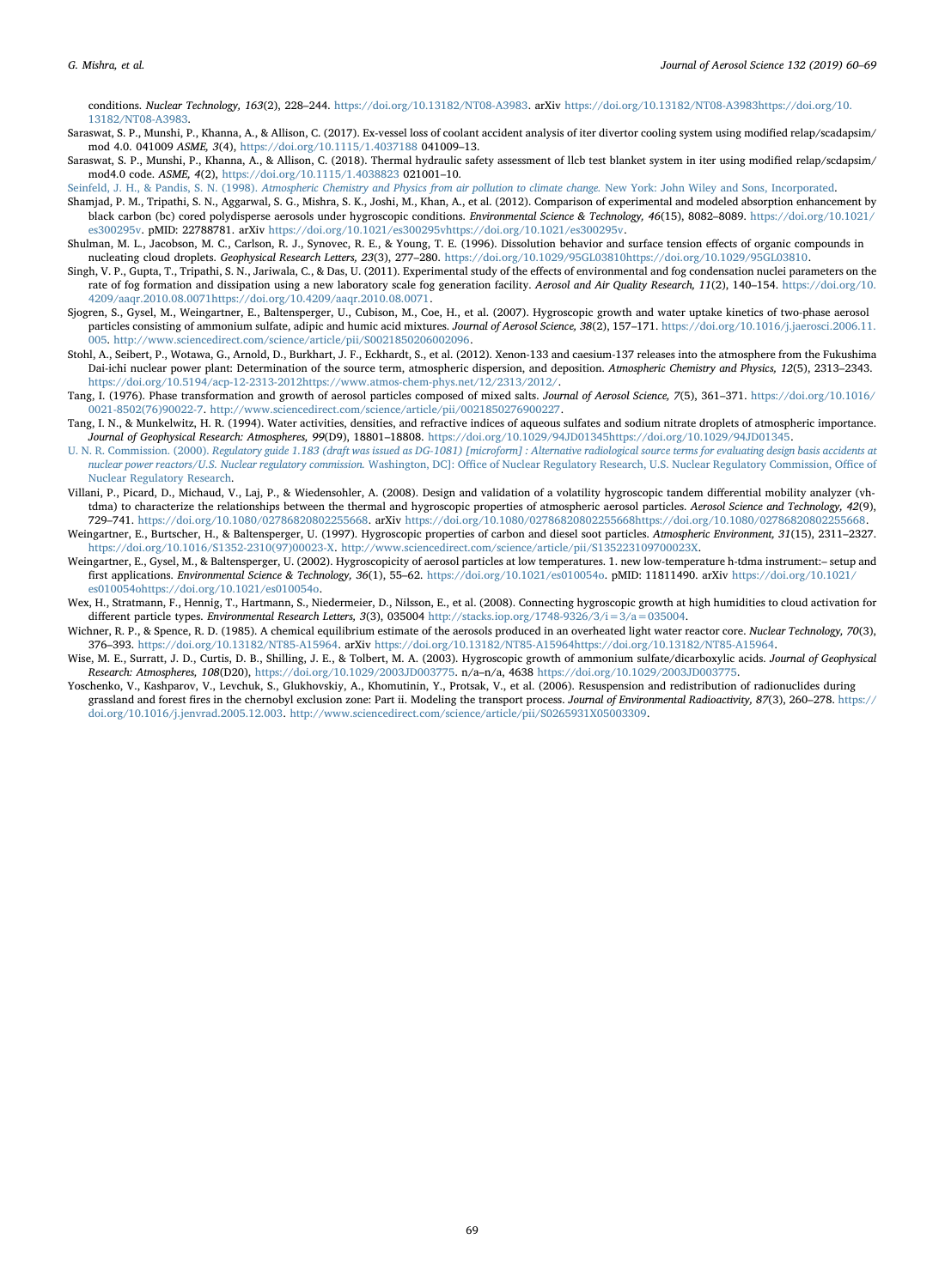conditions. *Nuclear Technology, 163*(2), 228–244. https://doi.org/10.13182/NT08-A3983. arXiv https://doi.org/10.13182/NT08-A3983https://doi.org/10.13182/NT08-A3983.

Saraswat, S. P., Munshi, P., Khanna, A., & Allison, C. (2017). Ex-vessel loss of coolant accident analysis of iter divertor cooling system using modified relap/scadapsim/mod 4.0. 041009 *ASME, 3*(4), https://doi.org/10.1115/1.4037188 041009–13.

Saraswat, S. P., Munshi, P., Khanna, A., & Allison, C. (2018). Thermal hydraulic safety assessment of llcb test blanket system in iter using modified relap/scdapsim/mod4.0 code. *ASME, 4*(2), https://doi.org/10.1115/1.4038823 021001–10.

Seinfeld, J. H., & Pandis, S. N. (1998). *Atmospheric Chemistry and Physics from air pollution to climate change.* New York: John Wiley and Sons, Incorporated.

Shamjad, P. M., Tripathi, S. N., Aggarwal, S. G., Mishra, S. K., Joshi, M., Khan, A., et al. (2012). Comparison of experimental and modeled absorption enhancement by black carbon (bc) cored polydisperse aerosols under hygroscopic conditions. *Environmental Science & Technology, 46*(15), 8082–8089. https://doi.org/10.1021/es300295v. pMID: 22788781. arXiv https://doi.org/10.1021/es300295vhttps://doi.org/10.1021/es300295v.

Shulman, M. L., Jacobson, M. C., Carlson, R. J., Synovec, R. E., & Young, T. E. (1996). Dissolution behavior and surface tension effects of organic compounds in nucleating cloud droplets. *Geophysical Research Letters, 23*(3), 277–280. https://doi.org/10.1029/95GL03810https://doi.org/10.1029/95GL03810.

Singh, V. P., Gupta, T., Tripathi, S. N., Jariwala, C., & Das, U. (2011). Experimental study of the effects of environmental and fog condensation nuclei parameters on the rate of fog formation and dissipation using a new laboratory scale fog generation facility. *Aerosol and Air Quality Research, 11*(2), 140–154. https://doi.org/10.4209/aaqr.2010.08.0071https://doi.org/10.4209/aaqr.2010.08.0071.

Sjogren, S., Gysel, M., Weingartner, E., Baltensperger, U., Cubison, M., Coe, H., et al. (2007). Hygroscopic growth and water uptake kinetics of two-phase aerosol particles consisting of ammonium sulfate, adipic and humic acid mixtures. *Journal of Aerosol Science, 38*(2), 157–171. https://doi.org/10.1016/j.jaerosci.2006.11.005. http://www.sciencedirect.com/science/article/pii/S0021850206002096.

Stohl, A., Seibert, P., Wotawa, G., Arnold, D., Burkhart, J. F., Eckhardt, S., et al. (2012). Xenon-133 and caesium-137 releases into the atmosphere from the Fukushima Dai-ichi nuclear power plant: Determination of the source term, atmospheric dispersion, and deposition. *Atmospheric Chemistry and Physics, 12*(5), 2313–2343. https://doi.org/10.5194/acp-12-2313-2012https://www.atmos-chem-phys.net/12/2313/2012/.

Tang, I. (1976). Phase transformation and growth of aerosol particles composed of mixed salts. *Journal of Aerosol Science, 7*(5), 361–371. https://doi.org/10.1016/0021-8502(76)90022-7. http://www.sciencedirect.com/science/article/pii/0021850276900227.

Tang, I. N., & Munkelwitz, H. R. (1994). Water activities, densities, and refractive indices of aqueous sulfates and sodium nitrate droplets of atmospheric importance. *Journal of Geophysical Research: Atmospheres, 99*(D9), 18801–18808. https://doi.org/10.1029/94JD01345https://doi.org/10.1029/94JD01345.

U. N. R. Commission. (2000). *Regulatory guide 1.183 (draft was issued as DG-1081) [microform] : Alternative radiological source terms for evaluating design basis accidents at nuclear power reactors/U.S. Nuclear regulatory commission.* Washington, DC]: Office of Nuclear Regulatory Research, U.S. Nuclear Regulatory Commission, Office of Nuclear Regulatory Research.

Villani, P., Picard, D., Michaud, V., Laj, P., & Wiedensohler, A. (2008). Design and validation of a volatility hygroscopic tandem differential mobility analyzer (vh-tdma) to characterize the relationships between the thermal and hygroscopic properties of atmospheric aerosol particles. *Aerosol Science and Technology, 42*(9), 729–741. https://doi.org/10.1080/02786820802255668. arXiv https://doi.org/10.1080/02786820802255668https://doi.org/10.1080/02786820802255668.

Weingartner, E., Burtscher, H., & Baltensperger, U. (1997). Hygroscopic properties of carbon and diesel soot particles. *Atmospheric Environment, 31*(15), 2311–2327. https://doi.org/10.1016/S1352-2310(97)00023-X. http://www.sciencedirect.com/science/article/pii/S135223109700023X.

Weingartner, E., Gysel, M., & Baltensperger, U. (2002). Hygroscopicity of aerosol particles at low temperatures. 1. new low-temperature h-tdma instrument:– setup and first applications. *Environmental Science & Technology, 36*(1), 55–62. https://doi.org/10.1021/es010054o. pMID: 11811490. arXiv https://doi.org/10.1021/es010054ohttps://doi.org/10.1021/es010054o.

Wex, H., Stratmann, F., Hennig, T., Hartmann, S., Niedermeier, D., Nilsson, E., et al. (2008). Connecting hygroscopic growth at high humidities to cloud activation for different particle types. *Environmental Research Letters, 3*(3), 035004 http://stacks.iop.org/1748-9326/3/i=3/a=035004.

Wichner, R. P., & Spence, R. D. (1985). A chemical equilibrium estimate of the aerosols produced in an overheated light water reactor core. *Nuclear Technology, 70*(3), 376–393. https://doi.org/10.13182/NT85-A15964. arXiv https://doi.org/10.13182/NT85-A15964https://doi.org/10.13182/NT85-A15964.

Wise, M. E., Surratt, J. D., Curtis, D. B., Shilling, J. E., & Tolbert, M. A. (2003). Hygroscopic growth of ammonium sulfate/dicarboxylic acids. *Journal of Geophysical Research: Atmospheres, 108*(D20), https://doi.org/10.1029/2003JD003775. n/a–n/a, 4638 https://doi.org/10.1029/2003JD003775.

Yoschenko, V., Kashparov, V., Levchuk, S., Glukhovskiy, A., Khomutinin, Y., Protsak, V., et al. (2006). Resuspension and redistribution of radionuclides during grassland and forest fires in the chernobyl exclusion zone: Part ii. Modeling the transport process. *Journal of Environmental Radioactivity, 87*(3), 260–278. https://doi.org/10.1016/j.jenvrad.2005.12.003. http://www.sciencedirect.com/science/article/pii/S0265931X05003309.